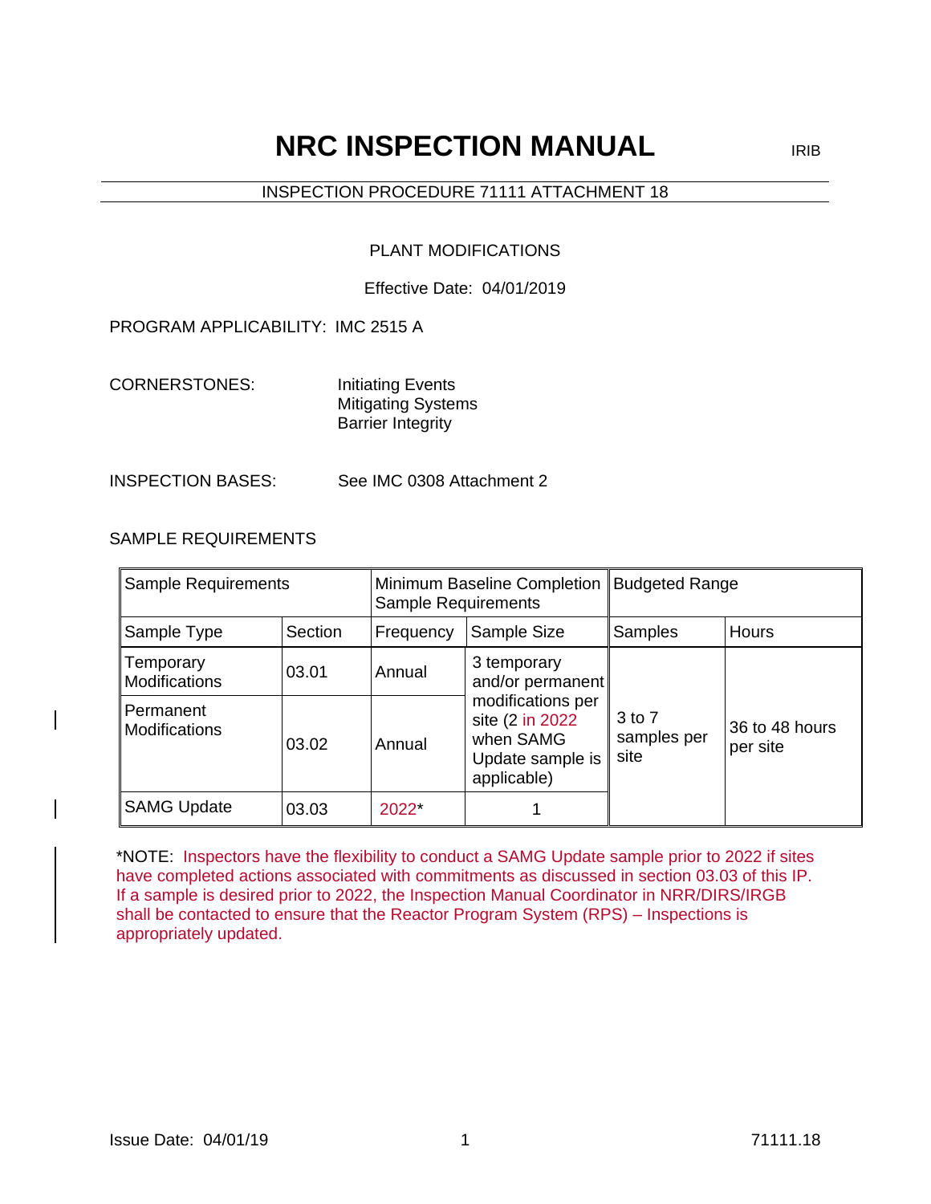# NRC INSPECTION MANUAL

IRIB

INSPECTION PROCEDURE 71111 ATTACHMENT 18

PLANT MODIFICATIONS

Effective Date: 04/01/2019

PROGRAM APPLICABILITY: IMC 2515 A

CORNERSTONES: Initiating Events
Mitigating Systems
Barrier Integrity

INSPECTION BASES: See IMC 0308 Attachment 2

SAMPLE REQUIREMENTS

| Sample Requirements | | Minimum Baseline Completion Sample Requirements | | Budgeted Range | |
|---|---|---|---|---|---|
| Sample Type | Section | Frequency | Sample Size | Samples | Hours |
| Temporary Modifications | 03.01 | Annual | 3 temporary and/or permanent modifications per site (2 in 2022 when SAMG Update sample is applicable) | 3 to 7 samples per site | 36 to 48 hours per site |
| Permanent Modifications | 03.02 | Annual | | | |
| SAMG Update | 03.03 | 2022* | 1 | | |

*NOTE: Inspectors have the flexibility to conduct a SAMG Update sample prior to 2022 if sites have completed actions associated with commitments as discussed in section 03.03 of this IP. If a sample is desired prior to 2022, the Inspection Manual Coordinator in NRR/DIRS/IRGB shall be contacted to ensure that the Reactor Program System (RPS) – Inspections is appropriately updated.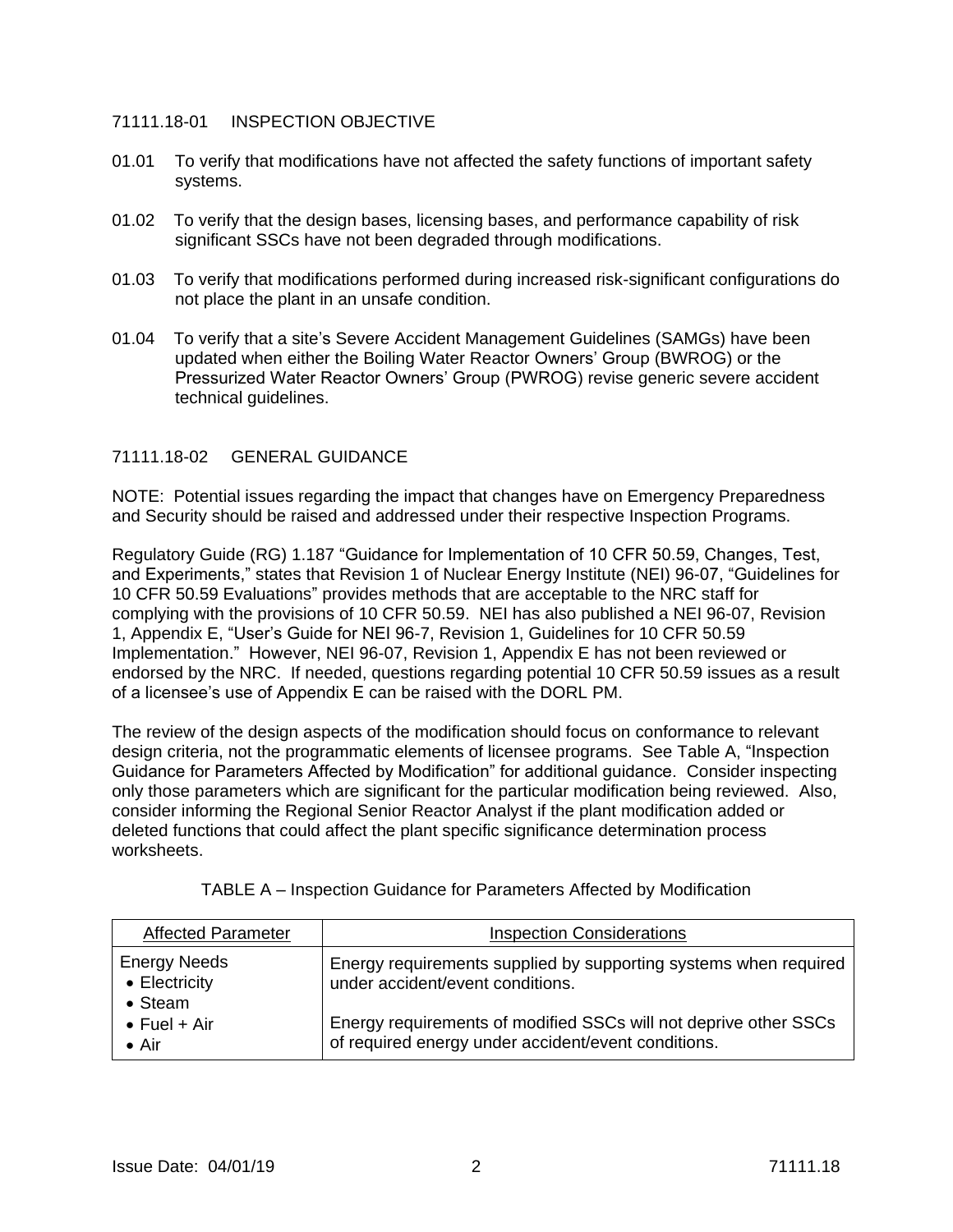## 71111.18-01 INSPECTION OBJECTIVE

01.01 To verify that modifications have not affected the safety functions of important safety systems.

01.02 To verify that the design bases, licensing bases, and performance capability of risk significant SSCs have not been degraded through modifications.

01.03 To verify that modifications performed during increased risk-significant configurations do not place the plant in an unsafe condition.

01.04 To verify that a site's Severe Accident Management Guidelines (SAMGs) have been updated when either the Boiling Water Reactor Owners' Group (BWROG) or the Pressurized Water Reactor Owners' Group (PWROG) revise generic severe accident technical guidelines.

## 71111.18-02 GENERAL GUIDANCE

NOTE: Potential issues regarding the impact that changes have on Emergency Preparedness and Security should be raised and addressed under their respective Inspection Programs.

Regulatory Guide (RG) 1.187 "Guidance for Implementation of 10 CFR 50.59, Changes, Test, and Experiments," states that Revision 1 of Nuclear Energy Institute (NEI) 96-07, "Guidelines for 10 CFR 50.59 Evaluations" provides methods that are acceptable to the NRC staff for complying with the provisions of 10 CFR 50.59. NEI has also published a NEI 96-07, Revision 1, Appendix E, "User's Guide for NEI 96-7, Revision 1, Guidelines for 10 CFR 50.59 Implementation." However, NEI 96-07, Revision 1, Appendix E has not been reviewed or endorsed by the NRC. If needed, questions regarding potential 10 CFR 50.59 issues as a result of a licensee's use of Appendix E can be raised with the DORL PM.

The review of the design aspects of the modification should focus on conformance to relevant design criteria, not the programmatic elements of licensee programs. See Table A, "Inspection Guidance for Parameters Affected by Modification" for additional guidance. Consider inspecting only those parameters which are significant for the particular modification being reviewed. Also, consider informing the Regional Senior Reactor Analyst if the plant modification added or deleted functions that could affect the plant specific significance determination process worksheets.

TABLE A – Inspection Guidance for Parameters Affected by Modification

| Affected Parameter | Inspection Considerations |
|---|---|
| Energy Needs<br>• Electricity<br>• Steam<br>• Fuel + Air<br>• Air | Energy requirements supplied by supporting systems when required under accident/event conditions.<br><br>Energy requirements of modified SSCs will not deprive other SSCs of required energy under accident/event conditions. |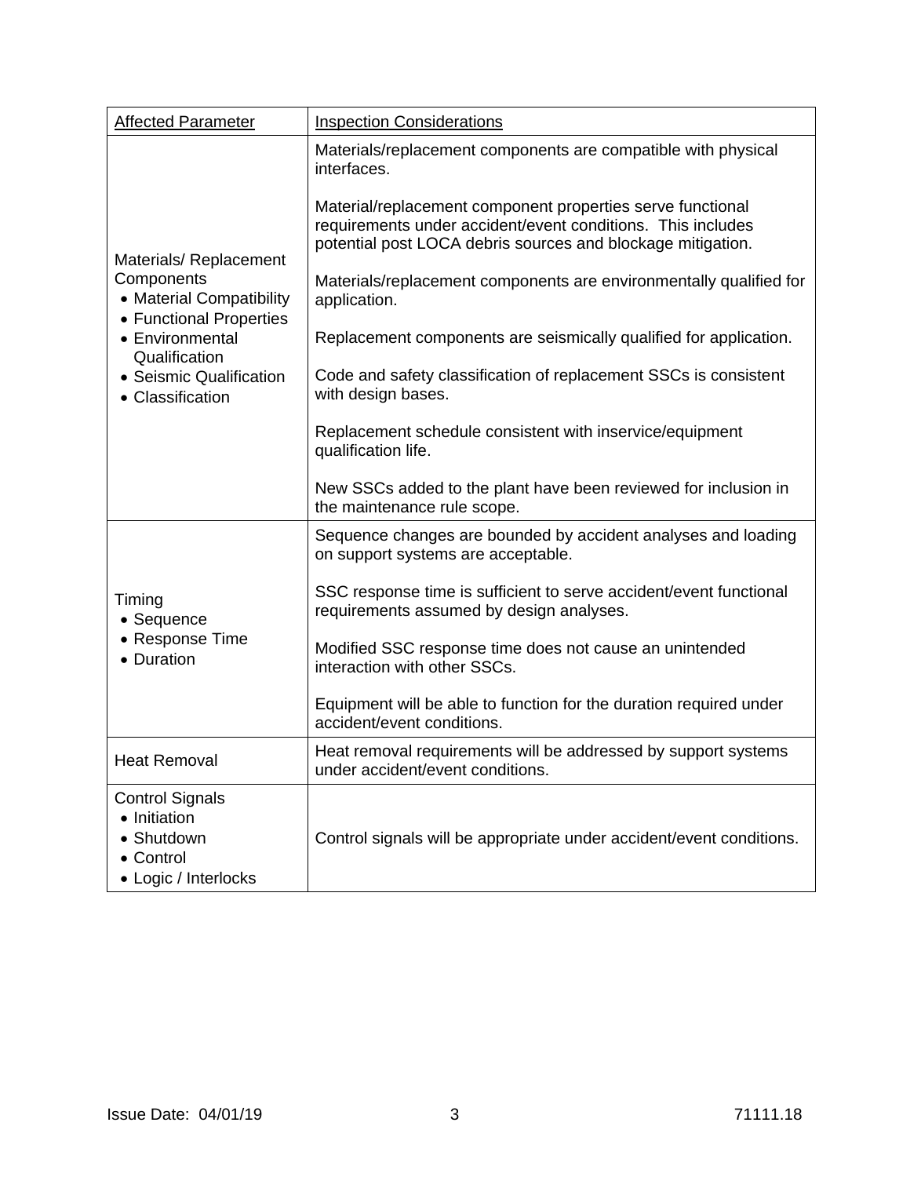| Affected Parameter | Inspection Considerations |
|---|---|
| Materials/ Replacement Components<br>• Material Compatibility<br>• Functional Properties<br>• Environmental Qualification<br>• Seismic Qualification<br>• Classification | Materials/replacement components are compatible with physical interfaces.<br><br>Material/replacement component properties serve functional requirements under accident/event conditions. This includes potential post LOCA debris sources and blockage mitigation.<br><br>Materials/replacement components are environmentally qualified for application.<br><br>Replacement components are seismically qualified for application.<br><br>Code and safety classification of replacement SSCs is consistent with design bases.<br><br>Replacement schedule consistent with inservice/equipment qualification life.<br><br>New SSCs added to the plant have been reviewed for inclusion in the maintenance rule scope. |
| Timing<br>• Sequence<br>• Response Time<br>• Duration | Sequence changes are bounded by accident analyses and loading on support systems are acceptable.<br><br>SSC response time is sufficient to serve accident/event functional requirements assumed by design analyses.<br><br>Modified SSC response time does not cause an unintended interaction with other SSCs.<br><br>Equipment will be able to function for the duration required under accident/event conditions. |
| Heat Removal | Heat removal requirements will be addressed by support systems under accident/event conditions. |
| Control Signals<br>• Initiation<br>• Shutdown<br>• Control<br>• Logic / Interlocks | Control signals will be appropriate under accident/event conditions. |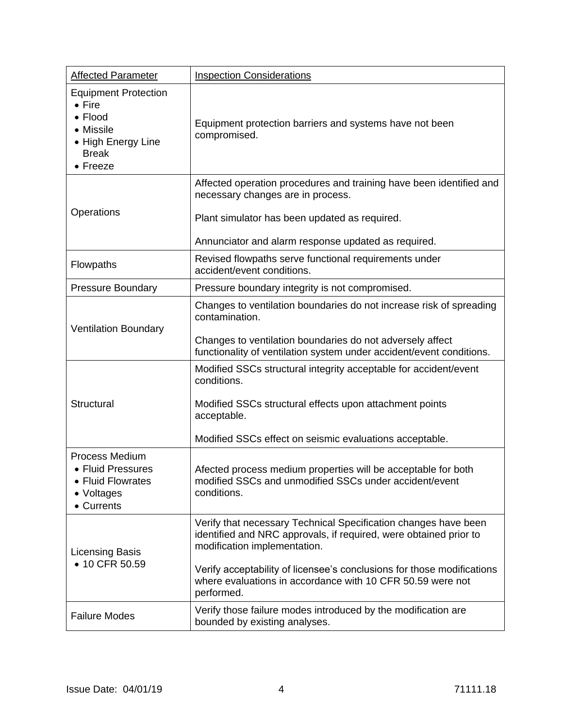| Affected Parameter | Inspection Considerations |
|---|---|
| Equipment Protection<br>• Fire<br>• Flood<br>• Missile<br>• High Energy Line Break<br>• Freeze | Equipment protection barriers and systems have not been compromised. |
| Operations | Affected operation procedures and training have been identified and necessary changes are in process.<br><br>Plant simulator has been updated as required.<br><br>Annunciator and alarm response updated as required. |
| Flowpaths | Revised flowpaths serve functional requirements under accident/event conditions. |
| Pressure Boundary | Pressure boundary integrity is not compromised. |
| Ventilation Boundary | Changes to ventilation boundaries do not increase risk of spreading contamination.<br><br>Changes to ventilation boundaries do not adversely affect functionality of ventilation system under accident/event conditions. |
| Structural | Modified SSCs structural integrity acceptable for accident/event conditions.<br><br>Modified SSCs structural effects upon attachment points acceptable.<br><br>Modified SSCs effect on seismic evaluations acceptable. |
| Process Medium<br>• Fluid Pressures<br>• Fluid Flowrates<br>• Voltages<br>• Currents | Afected process medium properties will be acceptable for both modified SSCs and unmodified SSCs under accident/event conditions. |
| Licensing Basis<br>• 10 CFR 50.59 | Verify that necessary Technical Specification changes have been identified and NRC approvals, if required, were obtained prior to modification implementation.<br><br>Verify acceptability of licensee's conclusions for those modifications where evaluations in accordance with 10 CFR 50.59 were not performed. |
| Failure Modes | Verify those failure modes introduced by the modification are bounded by existing analyses. |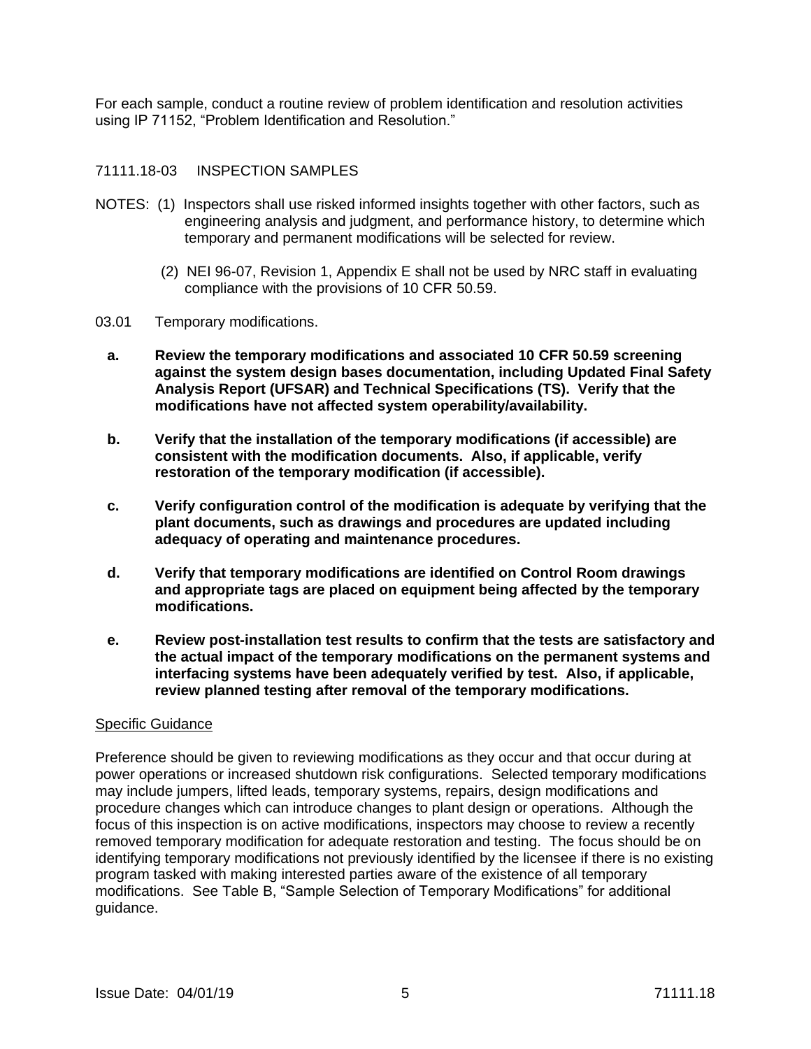For each sample, conduct a routine review of problem identification and resolution activities using IP 71152, "Problem Identification and Resolution."

## 71111.18-03 INSPECTION SAMPLES

NOTES: (1) Inspectors shall use risked informed insights together with other factors, such as engineering analysis and judgment, and performance history, to determine which temporary and permanent modifications will be selected for review.

(2) NEI 96-07, Revision 1, Appendix E shall not be used by NRC staff in evaluating compliance with the provisions of 10 CFR 50.59.

03.01 Temporary modifications.

**a. Review the temporary modifications and associated 10 CFR 50.59 screening against the system design bases documentation, including Updated Final Safety Analysis Report (UFSAR) and Technical Specifications (TS). Verify that the modifications have not affected system operability/availability.**

**b. Verify that the installation of the temporary modifications (if accessible) are consistent with the modification documents. Also, if applicable, verify restoration of the temporary modification (if accessible).**

**c. Verify configuration control of the modification is adequate by verifying that the plant documents, such as drawings and procedures are updated including adequacy of operating and maintenance procedures.**

**d. Verify that temporary modifications are identified on Control Room drawings and appropriate tags are placed on equipment being affected by the temporary modifications.**

**e. Review post-installation test results to confirm that the tests are satisfactory and the actual impact of the temporary modifications on the permanent systems and interfacing systems have been adequately verified by test. Also, if applicable, review planned testing after removal of the temporary modifications.**

<u>Specific Guidance</u>

Preference should be given to reviewing modifications as they occur and that occur during at power operations or increased shutdown risk configurations. Selected temporary modifications may include jumpers, lifted leads, temporary systems, repairs, design modifications and procedure changes which can introduce changes to plant design or operations. Although the focus of this inspection is on active modifications, inspectors may choose to review a recently removed temporary modification for adequate restoration and testing. The focus should be on identifying temporary modifications not previously identified by the licensee if there is no existing program tasked with making interested parties aware of the existence of all temporary modifications. See Table B, "Sample Selection of Temporary Modifications" for additional guidance.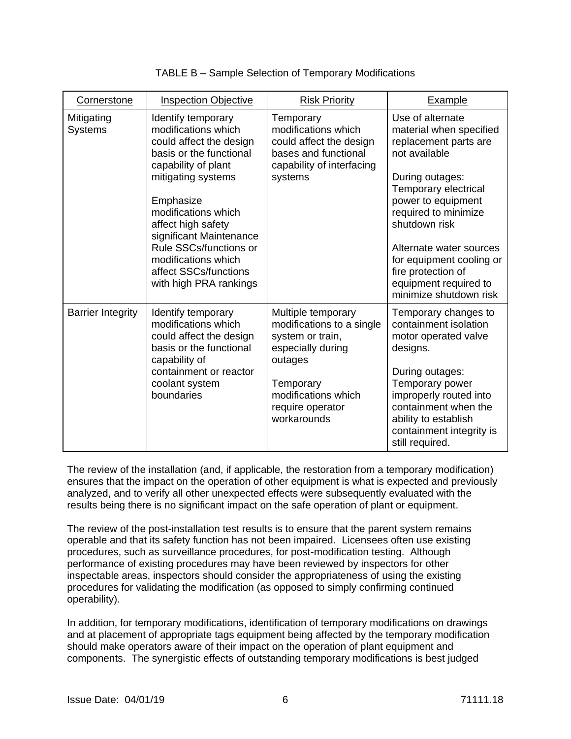TABLE B – Sample Selection of Temporary Modifications

| Cornerstone | Inspection Objective | Risk Priority | Example |
|---|---|---|---|
| Mitigating Systems | Identify temporary modifications which could affect the design basis or the functional capability of plant mitigating systems<br><br>Emphasize modifications which affect high safety significant Maintenance Rule SSCs/functions or modifications which affect SSCs/functions with high PRA rankings | Temporary modifications which could affect the design bases and functional capability of interfacing systems | Use of alternate material when specified replacement parts are not available<br><br>During outages: Temporary electrical power to equipment required to minimize shutdown risk<br><br>Alternate water sources for equipment cooling or fire protection of equipment required to minimize shutdown risk |
| Barrier Integrity | Identify temporary modifications which could affect the design basis or the functional capability of containment or reactor coolant system boundaries | Multiple temporary modifications to a single system or train, especially during outages<br><br>Temporary modifications which require operator workarounds | Temporary changes to containment isolation motor operated valve designs.<br><br>During outages: Temporary power improperly routed into containment when the ability to establish containment integrity is still required. |

The review of the installation (and, if applicable, the restoration from a temporary modification) ensures that the impact on the operation of other equipment is what is expected and previously analyzed, and to verify all other unexpected effects were subsequently evaluated with the results being there is no significant impact on the safe operation of plant or equipment.

The review of the post-installation test results is to ensure that the parent system remains operable and that its safety function has not been impaired. Licensees often use existing procedures, such as surveillance procedures, for post-modification testing. Although performance of existing procedures may have been reviewed by inspectors for other inspectable areas, inspectors should consider the appropriateness of using the existing procedures for validating the modification (as opposed to simply confirming continued operability).

In addition, for temporary modifications, identification of temporary modifications on drawings and at placement of appropriate tags equipment being affected by the temporary modification should make operators aware of their impact on the operation of plant equipment and components. The synergistic effects of outstanding temporary modifications is best judged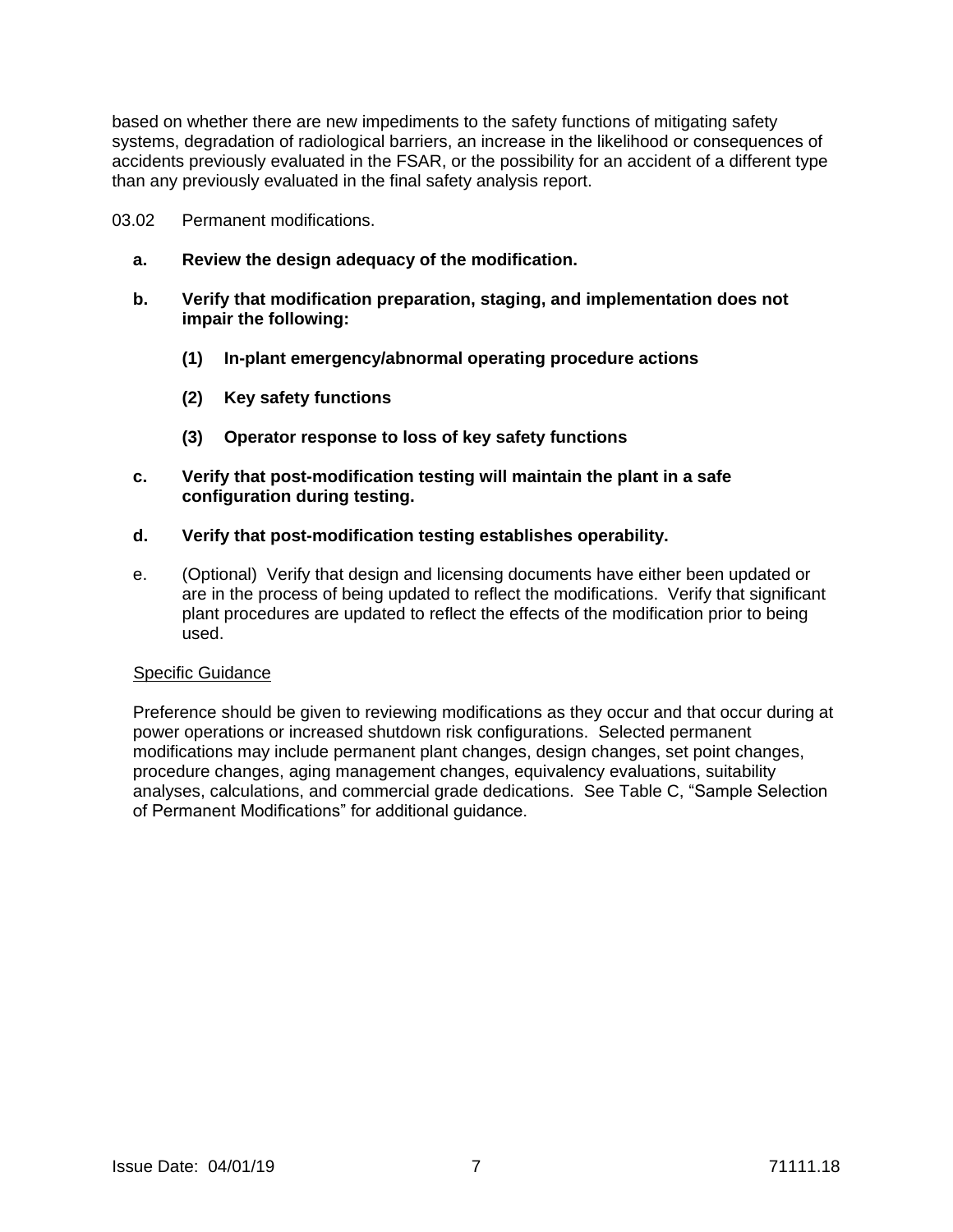based on whether there are new impediments to the safety functions of mitigating safety systems, degradation of radiological barriers, an increase in the likelihood or consequences of accidents previously evaluated in the FSAR, or the possibility for an accident of a different type than any previously evaluated in the final safety analysis report.

03.02 Permanent modifications.

**a. Review the design adequacy of the modification.**

**b. Verify that modification preparation, staging, and implementation does not impair the following:**

**(1) In-plant emergency/abnormal operating procedure actions**

**(2) Key safety functions**

**(3) Operator response to loss of key safety functions**

**c. Verify that post-modification testing will maintain the plant in a safe configuration during testing.**

**d. Verify that post-modification testing establishes operability.**

e. (Optional) Verify that design and licensing documents have either been updated or are in the process of being updated to reflect the modifications. Verify that significant plant procedures are updated to reflect the effects of the modification prior to being used.

Specific Guidance

Preference should be given to reviewing modifications as they occur and that occur during at power operations or increased shutdown risk configurations. Selected permanent modifications may include permanent plant changes, design changes, set point changes, procedure changes, aging management changes, equivalency evaluations, suitability analyses, calculations, and commercial grade dedications. See Table C, "Sample Selection of Permanent Modifications" for additional guidance.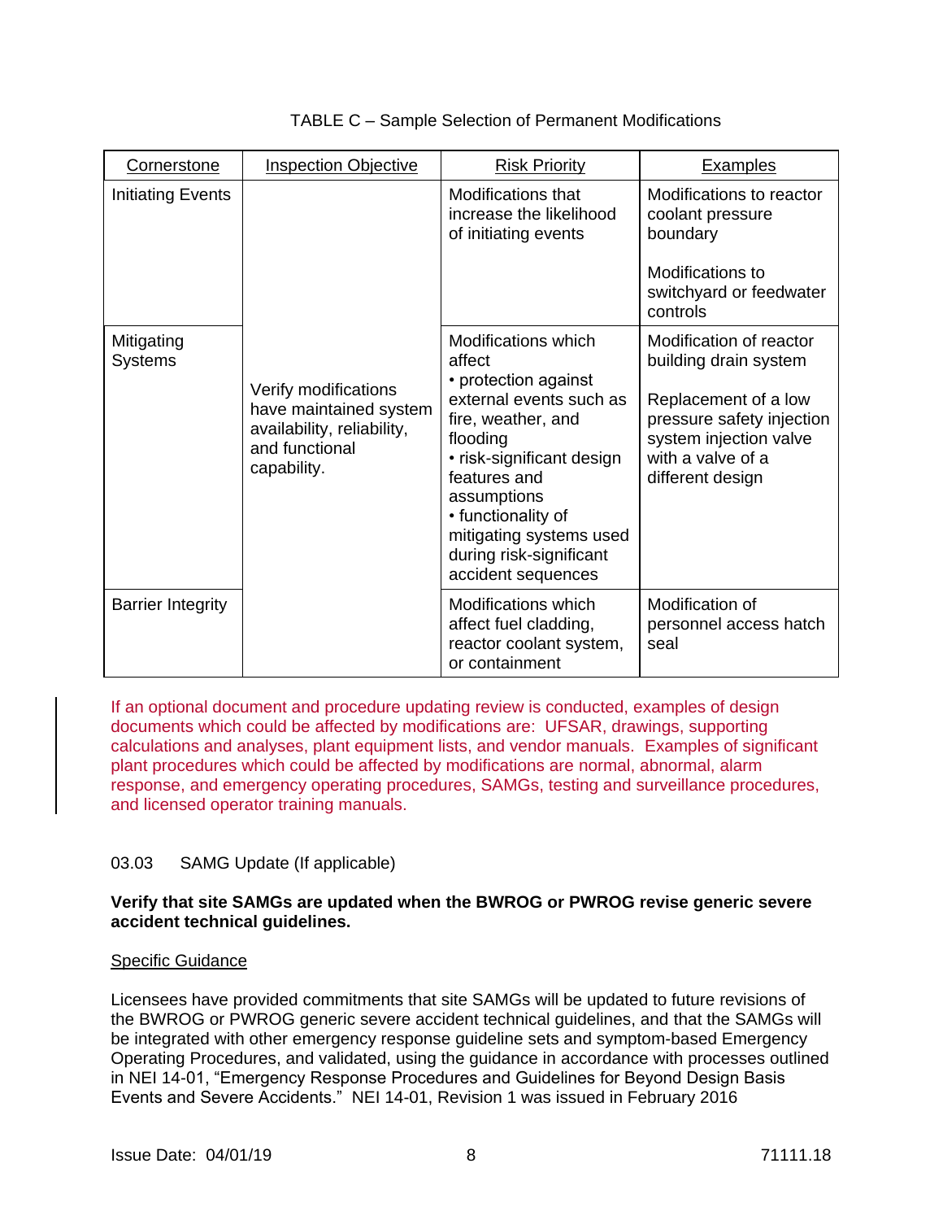TABLE C – Sample Selection of Permanent Modifications

| Cornerstone | Inspection Objective | Risk Priority | Examples |
|---|---|---|---|
| Initiating Events | Verify modifications have maintained system availability, reliability, and functional capability. | Modifications that increase the likelihood of initiating events | Modifications to reactor coolant pressure boundary<br><br>Modifications to switchyard or feedwater controls |
| Mitigating Systems | | Modifications which affect<br>• protection against external events such as fire, weather, and flooding<br>• risk-significant design features and assumptions<br>• functionality of mitigating systems used during risk-significant accident sequences | Modification of reactor building drain system<br><br>Replacement of a low pressure safety injection system injection valve with a valve of a different design |
| Barrier Integrity | | Modifications which affect fuel cladding, reactor coolant system, or containment | Modification of personnel access hatch seal |

If an optional document and procedure updating review is conducted, examples of design documents which could be affected by modifications are: UFSAR, drawings, supporting calculations and analyses, plant equipment lists, and vendor manuals. Examples of significant plant procedures which could be affected by modifications are normal, abnormal, alarm response, and emergency operating procedures, SAMGs, testing and surveillance procedures, and licensed operator training manuals.

03.03 SAMG Update (If applicable)

**Verify that site SAMGs are updated when the BWROG or PWROG revise generic severe accident technical guidelines.**

Specific Guidance

Licensees have provided commitments that site SAMGs will be updated to future revisions of the BWROG or PWROG generic severe accident technical guidelines, and that the SAMGs will be integrated with other emergency response guideline sets and symptom-based Emergency Operating Procedures, and validated, using the guidance in accordance with processes outlined in NEI 14-01, "Emergency Response Procedures and Guidelines for Beyond Design Basis Events and Severe Accidents." NEI 14-01, Revision 1 was issued in February 2016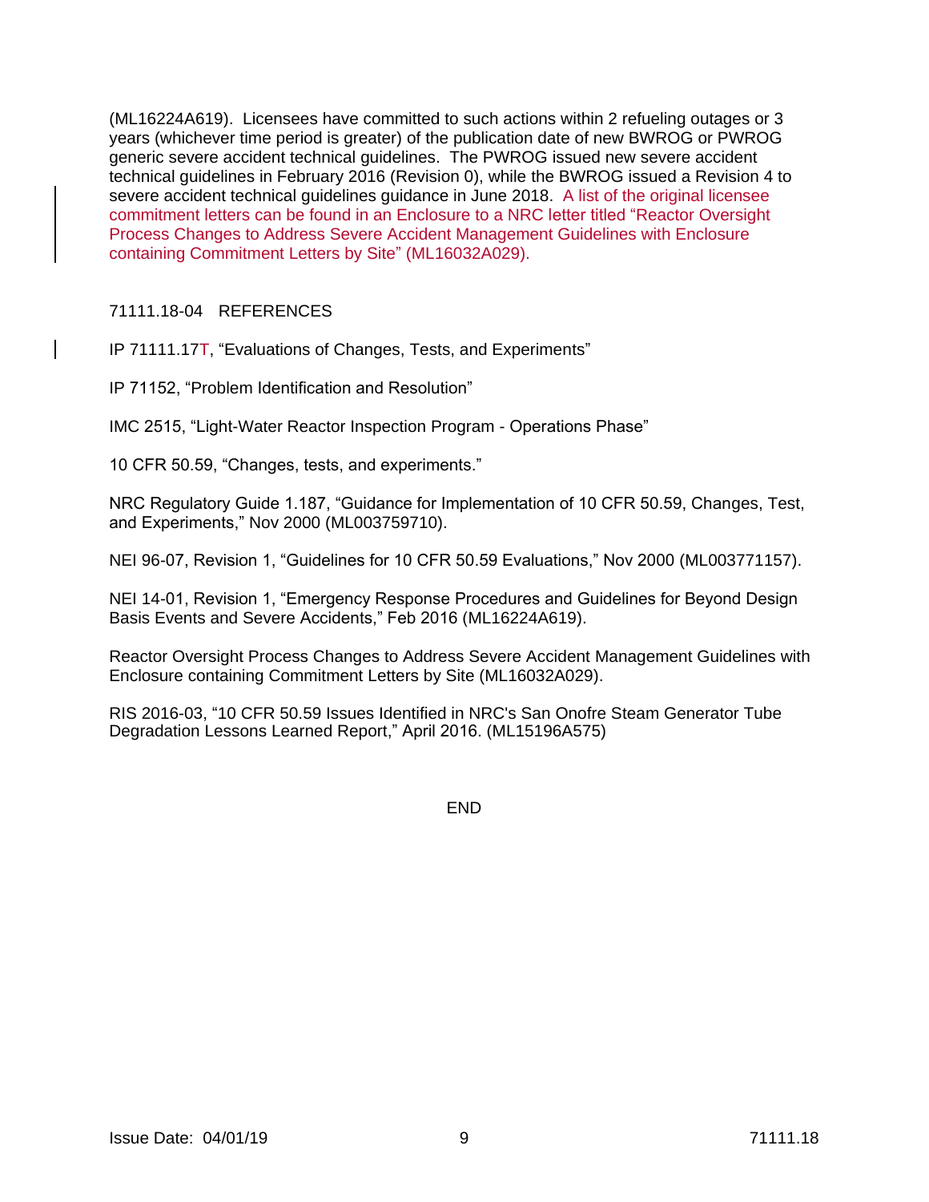(ML16224A619). Licensees have committed to such actions within 2 refueling outages or 3 years (whichever time period is greater) of the publication date of new BWROG or PWROG generic severe accident technical guidelines. The PWROG issued new severe accident technical guidelines in February 2016 (Revision 0), while the BWROG issued a Revision 4 to severe accident technical guidelines guidance in June 2018. A list of the original licensee commitment letters can be found in an Enclosure to a NRC letter titled "Reactor Oversight Process Changes to Address Severe Accident Management Guidelines with Enclosure containing Commitment Letters by Site" (ML16032A029).

## 71111.18-04 REFERENCES

IP 71111.17T, "Evaluations of Changes, Tests, and Experiments"

IP 71152, "Problem Identification and Resolution"

IMC 2515, "Light-Water Reactor Inspection Program - Operations Phase"

10 CFR 50.59, "Changes, tests, and experiments."

NRC Regulatory Guide 1.187, "Guidance for Implementation of 10 CFR 50.59, Changes, Test, and Experiments," Nov 2000 (ML003759710).

NEI 96-07, Revision 1, "Guidelines for 10 CFR 50.59 Evaluations," Nov 2000 (ML003771157).

NEI 14-01, Revision 1, "Emergency Response Procedures and Guidelines for Beyond Design Basis Events and Severe Accidents," Feb 2016 (ML16224A619).

Reactor Oversight Process Changes to Address Severe Accident Management Guidelines with Enclosure containing Commitment Letters by Site (ML16032A029).

RIS 2016-03, "10 CFR 50.59 Issues Identified in NRC's San Onofre Steam Generator Tube Degradation Lessons Learned Report," April 2016. (ML15196A575)

END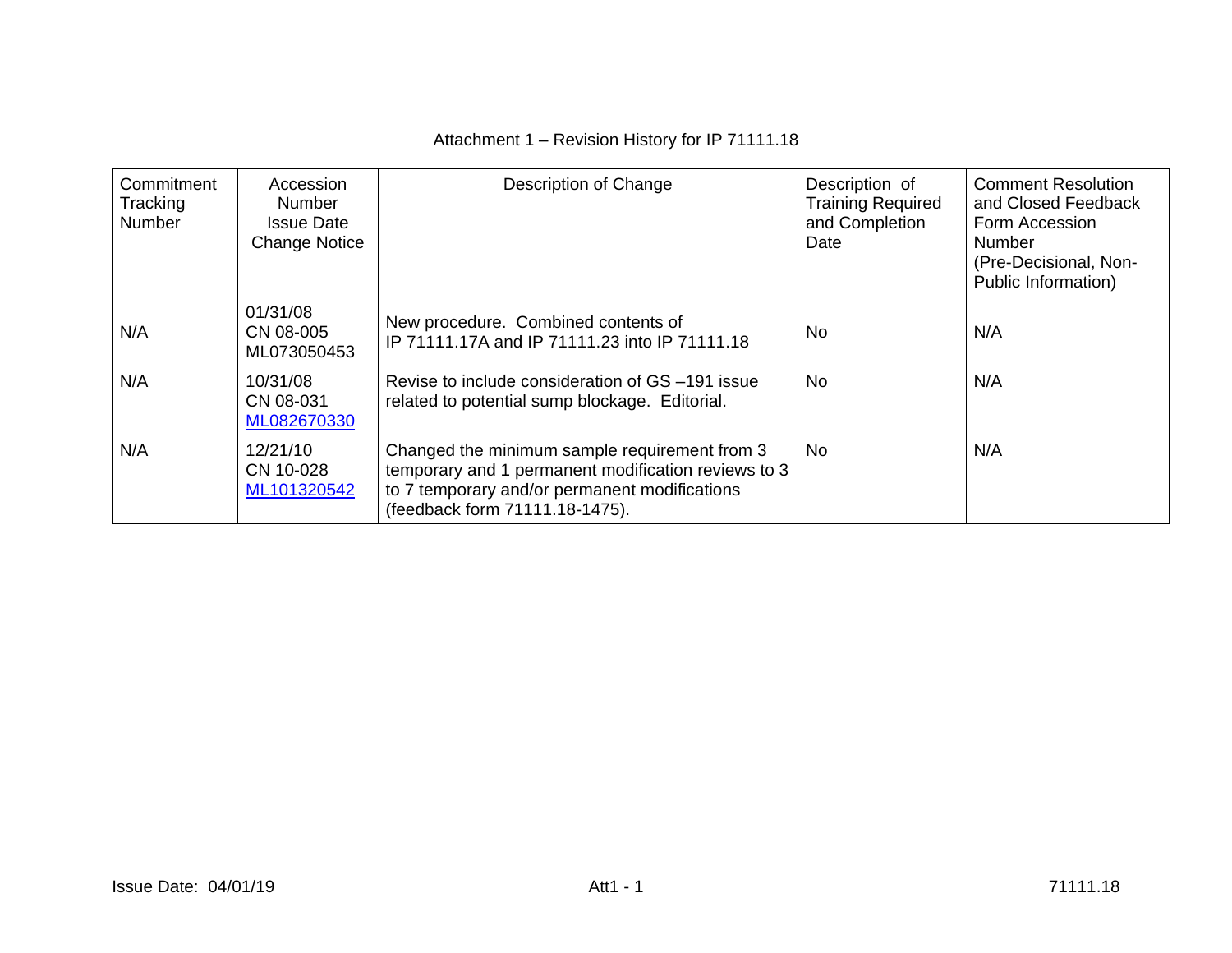Attachment 1 – Revision History for IP 71111.18

| Commitment Tracking Number | Accession Number Issue Date Change Notice | Description of Change | Description of Training Required and Completion Date | Comment Resolution and Closed Feedback Form Accession Number (Pre-Decisional, Non-Public Information) |
|---|---|---|---|---|
| N/A | 01/31/08 CN 08-005 ML073050453 | New procedure. Combined contents of IP 71111.17A and IP 71111.23 into IP 71111.18 | No | N/A |
| N/A | 10/31/08 CN 08-031 ML082670330 | Revise to include consideration of GS –191 issue related to potential sump blockage. Editorial. | No | N/A |
| N/A | 12/21/10 CN 10-028 ML101320542 | Changed the minimum sample requirement from 3 temporary and 1 permanent modification reviews to 3 to 7 temporary and/or permanent modifications (feedback form 71111.18-1475). | No | N/A |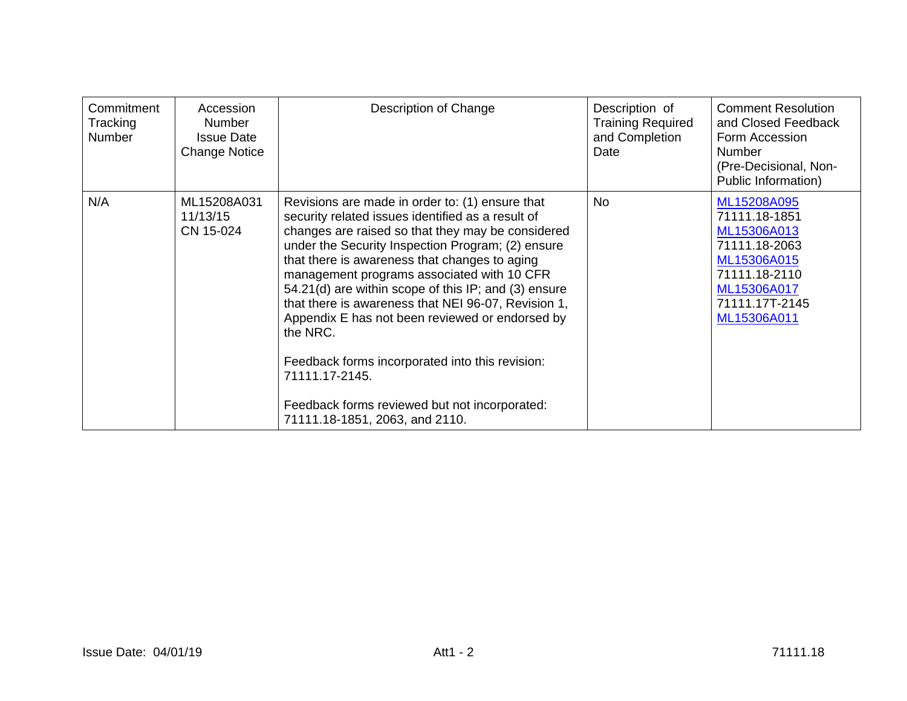| Commitment Tracking Number | Accession Number Issue Date Change Notice | Description of Change | Description of Training Required and Completion Date | Comment Resolution and Closed Feedback Form Accession Number (Pre-Decisional, Non-Public Information) |
|---|---|---|---|---|
| N/A | ML15208A031 11/13/15 CN 15-024 | Revisions are made in order to: (1) ensure that security related issues identified as a result of changes are raised so that they may be considered under the Security Inspection Program; (2) ensure that there is awareness that changes to aging management programs associated with 10 CFR 54.21(d) are within scope of this IP; and (3) ensure that there is awareness that NEI 96-07, Revision 1, Appendix E has not been reviewed or endorsed by the NRC.<br><br>Feedback forms incorporated into this revision: 71111.17-2145.<br><br>Feedback forms reviewed but not incorporated: 71111.18-1851, 2063, and 2110. | No | ML15208A095<br>71111.18-1851<br>ML15306A013<br>71111.18-2063<br>ML15306A015<br>71111.18-2110<br>ML15306A017<br>71111.17T-2145<br>ML15306A011 |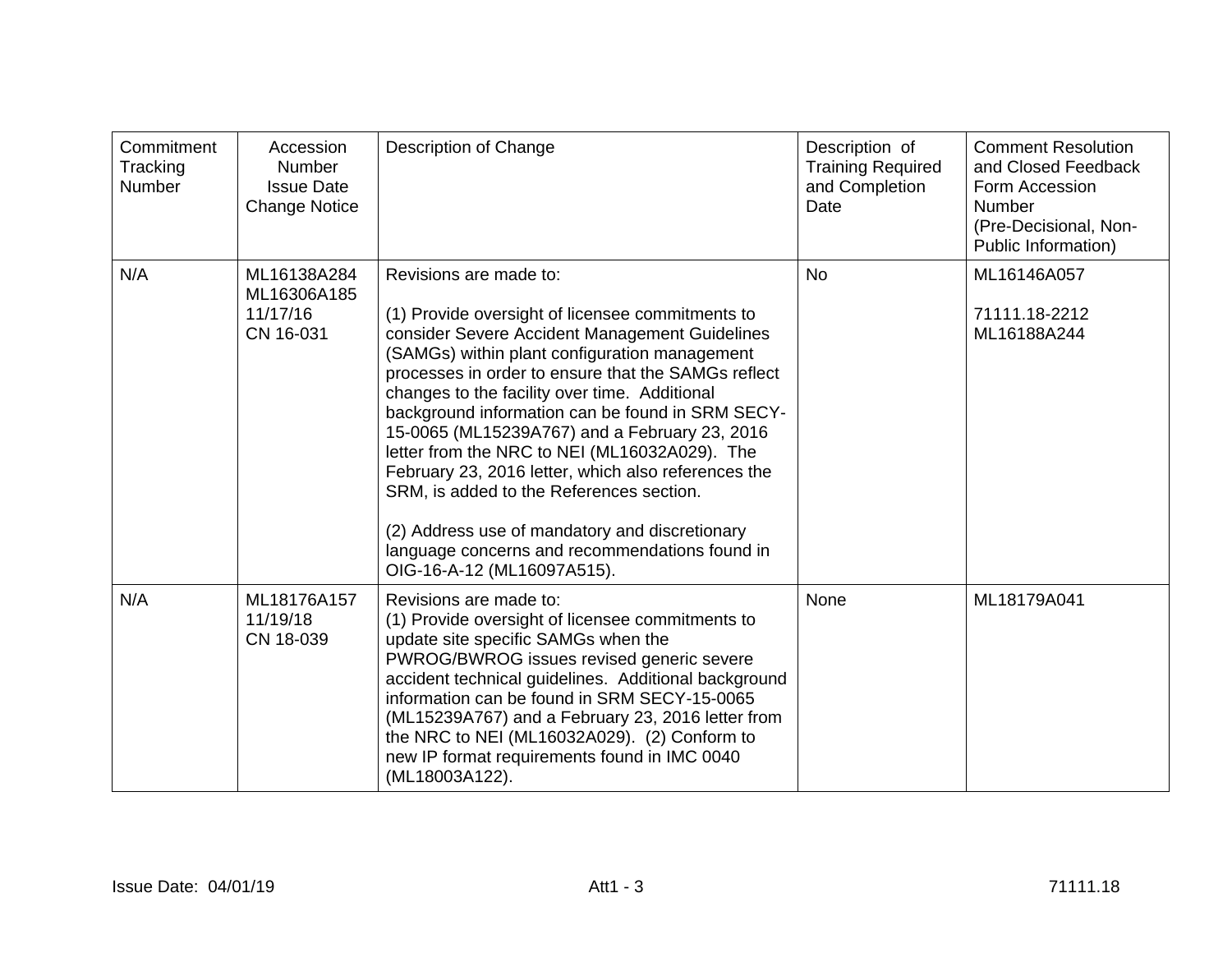| Commitment Tracking Number | Accession Number Issue Date Change Notice | Description of Change | Description of Training Required and Completion Date | Comment Resolution and Closed Feedback Form Accession Number (Pre-Decisional, Non-Public Information) |
|---|---|---|---|---|
| N/A | ML16138A284 ML16306A185 11/17/16 CN 16-031 | Revisions are made to:<br><br>(1) Provide oversight of licensee commitments to consider Severe Accident Management Guidelines (SAMGs) within plant configuration management processes in order to ensure that the SAMGs reflect changes to the facility over time. Additional background information can be found in SRM SECY-15-0065 (ML15239A767) and a February 23, 2016 letter from the NRC to NEI (ML16032A029). The February 23, 2016 letter, which also references the SRM, is added to the References section.<br><br>(2) Address use of mandatory and discretionary language concerns and recommendations found in OIG-16-A-12 (ML16097A515). | No | ML16146A057<br><br>71111.18-2212 ML16188A244 |
| N/A | ML18176A157 11/19/18 CN 18-039 | Revisions are made to:<br>(1) Provide oversight of licensee commitments to update site specific SAMGs when the PWROG/BWROG issues revised generic severe accident technical guidelines. Additional background information can be found in SRM SECY-15-0065 (ML15239A767) and a February 23, 2016 letter from the NRC to NEI (ML16032A029). (2) Conform to new IP format requirements found in IMC 0040 (ML18003A122). | None | ML18179A041 |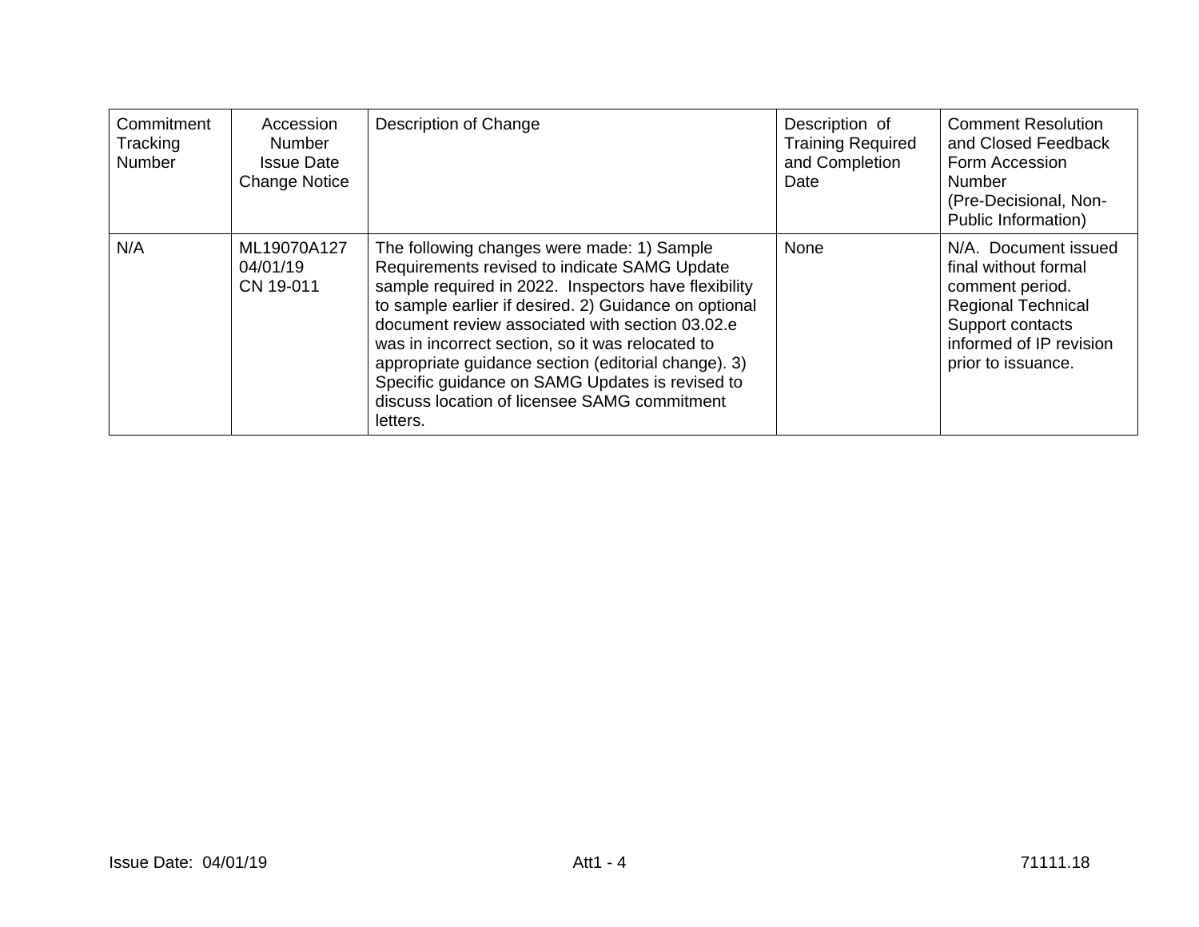| Commitment Tracking Number | Accession Number Issue Date Change Notice | Description of Change | Description of Training Required and Completion Date | Comment Resolution and Closed Feedback Form Accession Number (Pre-Decisional, Non-Public Information) |
|---|---|---|---|---|
| N/A | ML19070A127 04/01/19 CN 19-011 | The following changes were made: 1) Sample Requirements revised to indicate SAMG Update sample required in 2022. Inspectors have flexibility to sample earlier if desired. 2) Guidance on optional document review associated with section 03.02.e was in incorrect section, so it was relocated to appropriate guidance section (editorial change). 3) Specific guidance on SAMG Updates is revised to discuss location of licensee SAMG commitment letters. | None | N/A. Document issued final without formal comment period. Regional Technical Support contacts informed of IP revision prior to issuance. |